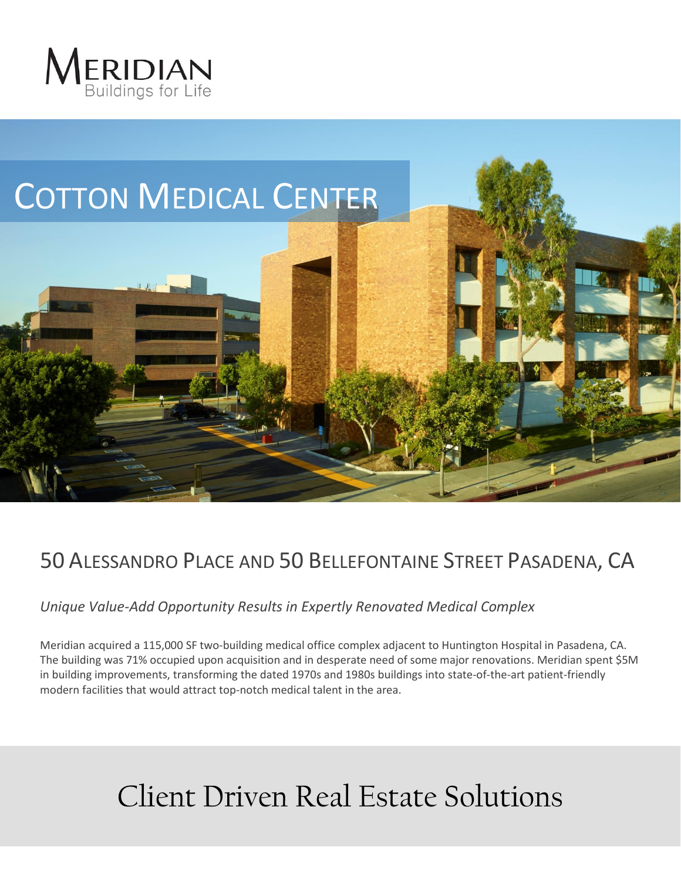MERIDIAN
Buildings for Life

# COTTON MEDICAL CENTER

## 50 ALESSANDRO PLACE AND 50 BELLEFONTAINE STREET PASADENA, CA

*Unique Value-Add Opportunity Results in Expertly Renovated Medical Complex*

Meridian acquired a 115,000 SF two-building medical office complex adjacent to Huntington Hospital in Pasadena, CA. The building was 71% occupied upon acquisition and in desperate need of some major renovations. Meridian spent $5M in building improvements, transforming the dated 1970s and 1980s buildings into state-of-the-art patient-friendly modern facilities that would attract top-notch medical talent in the area.

Client Driven Real Estate Solutions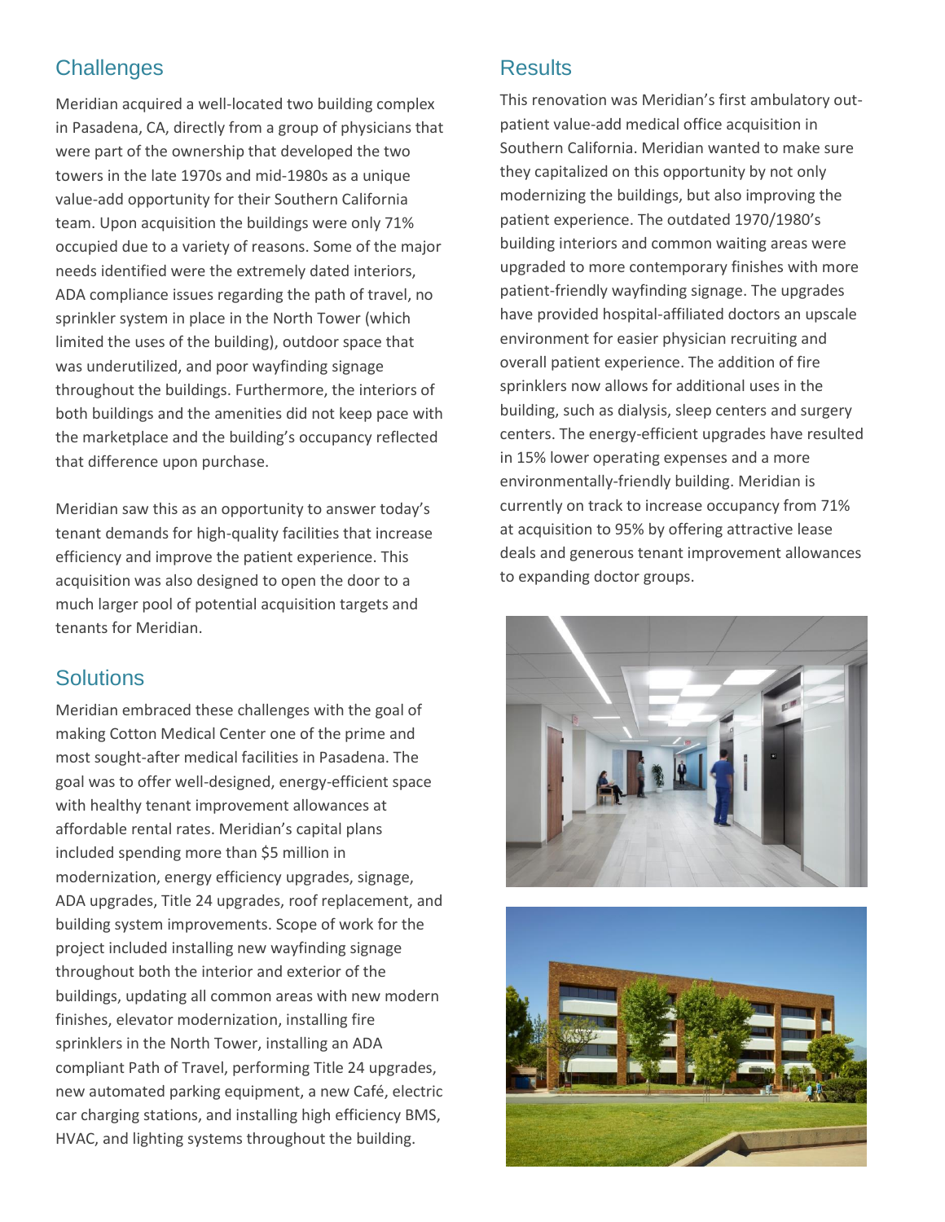## Challenges

Meridian acquired a well-located two building complex in Pasadena, CA, directly from a group of physicians that were part of the ownership that developed the two towers in the late 1970s and mid-1980s as a unique value-add opportunity for their Southern California team. Upon acquisition the buildings were only 71% occupied due to a variety of reasons. Some of the major needs identified were the extremely dated interiors, ADA compliance issues regarding the path of travel, no sprinkler system in place in the North Tower (which limited the uses of the building), outdoor space that was underutilized, and poor wayfinding signage throughout the buildings. Furthermore, the interiors of both buildings and the amenities did not keep pace with the marketplace and the building's occupancy reflected that difference upon purchase.

Meridian saw this as an opportunity to answer today's tenant demands for high-quality facilities that increase efficiency and improve the patient experience. This acquisition was also designed to open the door to a much larger pool of potential acquisition targets and tenants for Meridian.

## Solutions

Meridian embraced these challenges with the goal of making Cotton Medical Center one of the prime and most sought-after medical facilities in Pasadena. The goal was to offer well-designed, energy-efficient space with healthy tenant improvement allowances at affordable rental rates. Meridian's capital plans included spending more than $5 million in modernization, energy efficiency upgrades, signage, ADA upgrades, Title 24 upgrades, roof replacement, and building system improvements. Scope of work for the project included installing new wayfinding signage throughout both the interior and exterior of the buildings, updating all common areas with new modern finishes, elevator modernization, installing fire sprinklers in the North Tower, installing an ADA compliant Path of Travel, performing Title 24 upgrades, new automated parking equipment, a new Café, electric car charging stations, and installing high efficiency BMS, HVAC, and lighting systems throughout the building.

## Results

This renovation was Meridian's first ambulatory out-patient value-add medical office acquisition in Southern California. Meridian wanted to make sure they capitalized on this opportunity by not only modernizing the buildings, but also improving the patient experience. The outdated 1970/1980's building interiors and common waiting areas were upgraded to more contemporary finishes with more patient-friendly wayfinding signage. The upgrades have provided hospital-affiliated doctors an upscale environment for easier physician recruiting and overall patient experience. The addition of fire sprinklers now allows for additional uses in the building, such as dialysis, sleep centers and surgery centers. The energy-efficient upgrades have resulted in 15% lower operating expenses and a more environmentally-friendly building. Meridian is currently on track to increase occupancy from 71% at acquisition to 95% by offering attractive lease deals and generous tenant improvement allowances to expanding doctor groups.